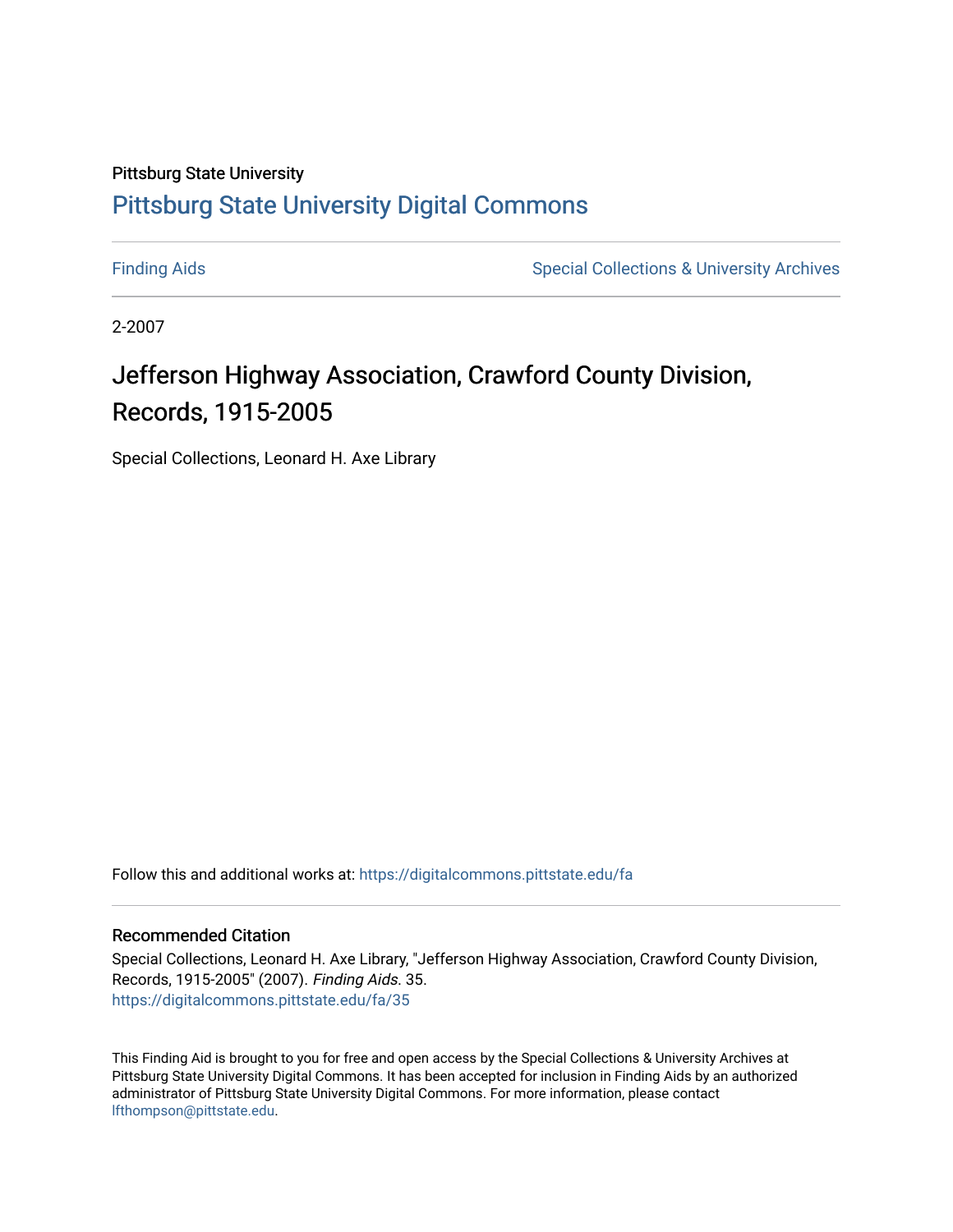Pittsburg State University

## Pittsburg State University Digital Commons

Finding Aids | Special Collections & University Archives

2-2007

# Jefferson Highway Association, Crawford County Division, Records, 1915-2005

Special Collections, Leonard H. Axe Library

Follow this and additional works at: https://digitalcommons.pittstate.edu/fa

### Recommended Citation

Special Collections, Leonard H. Axe Library, "Jefferson Highway Association, Crawford County Division, Records, 1915-2005" (2007). *Finding Aids*. 35.
https://digitalcommons.pittstate.edu/fa/35

This Finding Aid is brought to you for free and open access by the Special Collections & University Archives at Pittsburg State University Digital Commons. It has been accepted for inclusion in Finding Aids by an authorized administrator of Pittsburg State University Digital Commons. For more information, please contact lfthompson@pittstate.edu.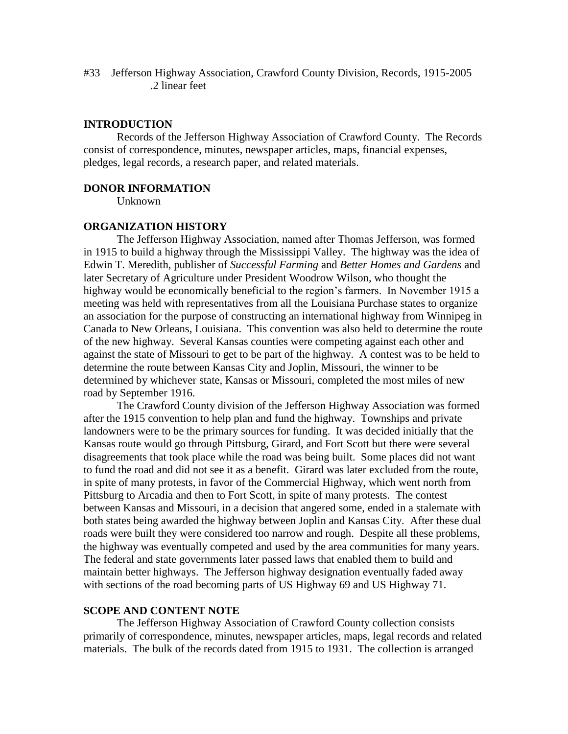#33 Jefferson Highway Association, Crawford County Division, Records, 1915-2005
.2 linear feet

## INTRODUCTION

Records of the Jefferson Highway Association of Crawford County. The Records consist of correspondence, minutes, newspaper articles, maps, financial expenses, pledges, legal records, a research paper, and related materials.

## DONOR INFORMATION

Unknown

## ORGANIZATION HISTORY

The Jefferson Highway Association, named after Thomas Jefferson, was formed in 1915 to build a highway through the Mississippi Valley. The highway was the idea of Edwin T. Meredith, publisher of *Successful Farming* and *Better Homes and Gardens* and later Secretary of Agriculture under President Woodrow Wilson, who thought the highway would be economically beneficial to the region's farmers. In November 1915 a meeting was held with representatives from all the Louisiana Purchase states to organize an association for the purpose of constructing an international highway from Winnipeg in Canada to New Orleans, Louisiana. This convention was also held to determine the route of the new highway. Several Kansas counties were competing against each other and against the state of Missouri to get to be part of the highway. A contest was to be held to determine the route between Kansas City and Joplin, Missouri, the winner to be determined by whichever state, Kansas or Missouri, completed the most miles of new road by September 1916.

The Crawford County division of the Jefferson Highway Association was formed after the 1915 convention to help plan and fund the highway. Townships and private landowners were to be the primary sources for funding. It was decided initially that the Kansas route would go through Pittsburg, Girard, and Fort Scott but there were several disagreements that took place while the road was being built. Some places did not want to fund the road and did not see it as a benefit. Girard was later excluded from the route, in spite of many protests, in favor of the Commercial Highway, which went north from Pittsburg to Arcadia and then to Fort Scott, in spite of many protests. The contest between Kansas and Missouri, in a decision that angered some, ended in a stalemate with both states being awarded the highway between Joplin and Kansas City. After these dual roads were built they were considered too narrow and rough. Despite all these problems, the highway was eventually competed and used by the area communities for many years. The federal and state governments later passed laws that enabled them to build and maintain better highways. The Jefferson highway designation eventually faded away with sections of the road becoming parts of US Highway 69 and US Highway 71.

## SCOPE AND CONTENT NOTE

The Jefferson Highway Association of Crawford County collection consists primarily of correspondence, minutes, newspaper articles, maps, legal records and related materials. The bulk of the records dated from 1915 to 1931. The collection is arranged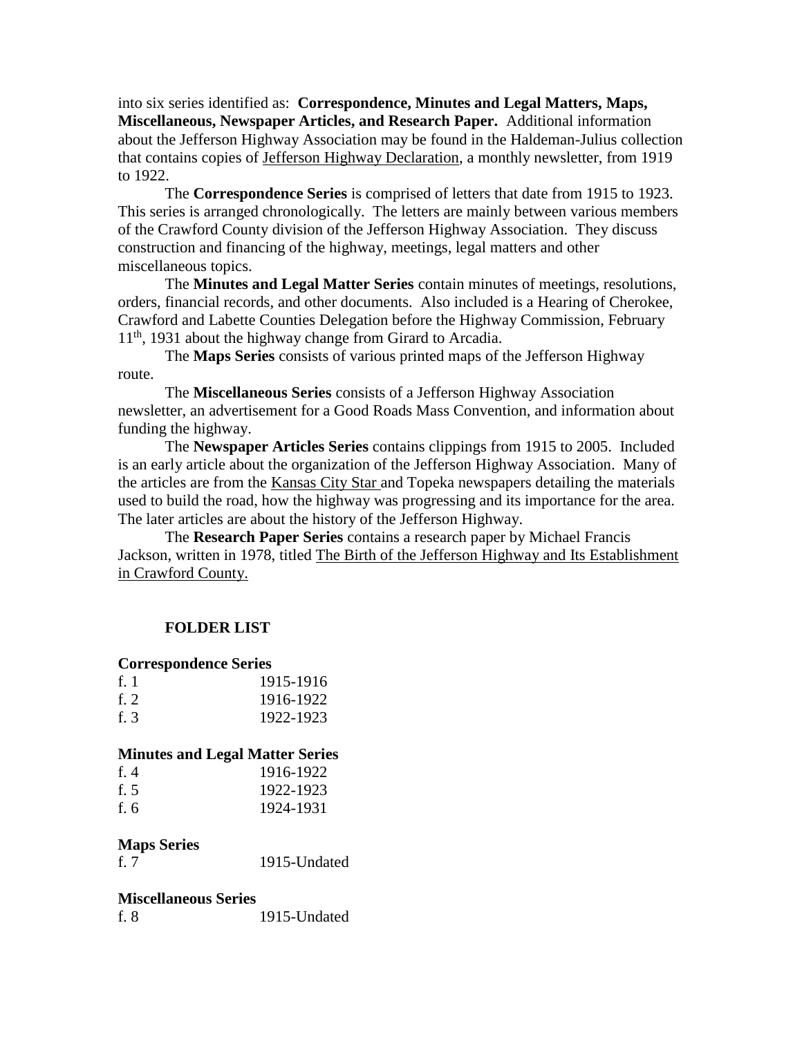into six series identified as: **Correspondence, Minutes and Legal Matters, Maps, Miscellaneous, Newspaper Articles, and Research Paper.** Additional information about the Jefferson Highway Association may be found in the Haldeman-Julius collection that contains copies of Jefferson Highway Declaration, a monthly newsletter, from 1919 to 1922.

The **Correspondence Series** is comprised of letters that date from 1915 to 1923. This series is arranged chronologically. The letters are mainly between various members of the Crawford County division of the Jefferson Highway Association. They discuss construction and financing of the highway, meetings, legal matters and other miscellaneous topics.

The **Minutes and Legal Matter Series** contain minutes of meetings, resolutions, orders, financial records, and other documents. Also included is a Hearing of Cherokee, Crawford and Labette Counties Delegation before the Highway Commission, February 11th, 1931 about the highway change from Girard to Arcadia.

The **Maps Series** consists of various printed maps of the Jefferson Highway route.

The **Miscellaneous Series** consists of a Jefferson Highway Association newsletter, an advertisement for a Good Roads Mass Convention, and information about funding the highway.

The **Newspaper Articles Series** contains clippings from 1915 to 2005. Included is an early article about the organization of the Jefferson Highway Association. Many of the articles are from the Kansas City Star and Topeka newspapers detailing the materials used to build the road, how the highway was progressing and its importance for the area. The later articles are about the history of the Jefferson Highway.

The **Research Paper Series** contains a research paper by Michael Francis Jackson, written in 1978, titled The Birth of the Jefferson Highway and Its Establishment in Crawford County.

## FOLDER LIST

### Correspondence Series

| | |
|---|---|
| f. 1 | 1915-1916 |
| f. 2 | 1916-1922 |
| f. 3 | 1922-1923 |

### Minutes and Legal Matter Series

| | |
|---|---|
| f. 4 | 1916-1922 |
| f. 5 | 1922-1923 |
| f. 6 | 1924-1931 |

### Maps Series

| | |
|---|---|
| f. 7 | 1915-Undated |

### Miscellaneous Series

| | |
|---|---|
| f. 8 | 1915-Undated |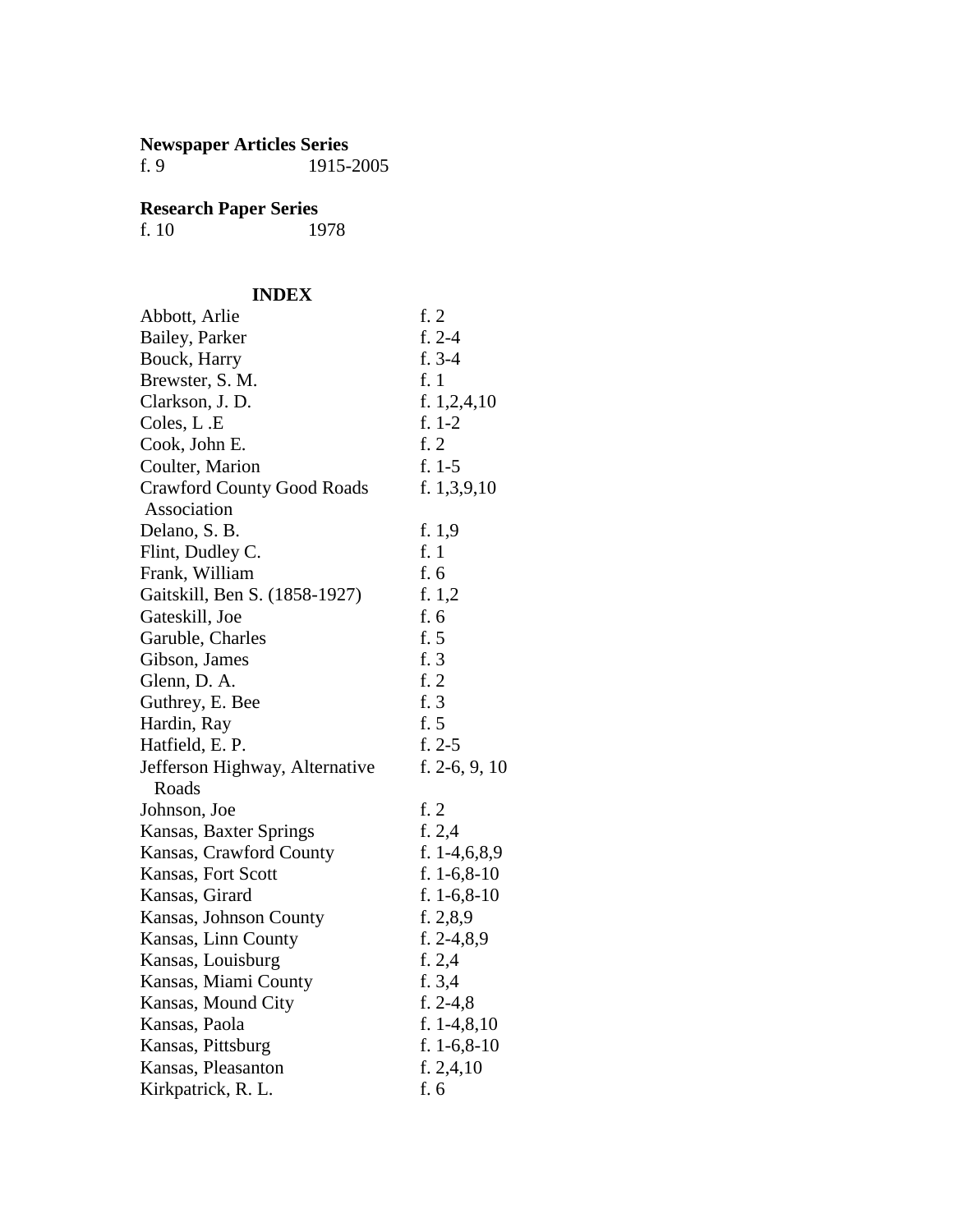**Newspaper Articles Series**

f. 9 1915-2005

**Research Paper Series**

f. 10 1978

**INDEX**

| | |
|---|---|
| Abbott, Arlie | f. 2 |
| Bailey, Parker | f. 2-4 |
| Bouck, Harry | f. 3-4 |
| Brewster, S. M. | f. 1 |
| Clarkson, J. D. | f. 1,2,4,10 |
| Coles, L .E | f. 1-2 |
| Cook, John E. | f. 2 |
| Coulter, Marion | f. 1-5 |
| Crawford County Good Roads Association | f. 1,3,9,10 |
| Delano, S. B. | f. 1,9 |
| Flint, Dudley C. | f. 1 |
| Frank, William | f. 6 |
| Gaitskill, Ben S. (1858-1927) | f. 1,2 |
| Gateskill, Joe | f. 6 |
| Garuble, Charles | f. 5 |
| Gibson, James | f. 3 |
| Glenn, D. A. | f. 2 |
| Guthrey, E. Bee | f. 3 |
| Hardin, Ray | f. 5 |
| Hatfield, E. P. | f. 2-5 |
| Jefferson Highway, Alternative Roads | f. 2-6, 9, 10 |
| Johnson, Joe | f. 2 |
| Kansas, Baxter Springs | f. 2,4 |
| Kansas, Crawford County | f. 1-4,6,8,9 |
| Kansas, Fort Scott | f. 1-6,8-10 |
| Kansas, Girard | f. 1-6,8-10 |
| Kansas, Johnson County | f. 2,8,9 |
| Kansas, Linn County | f. 2-4,8,9 |
| Kansas, Louisburg | f. 2,4 |
| Kansas, Miami County | f. 3,4 |
| Kansas, Mound City | f. 2-4,8 |
| Kansas, Paola | f. 1-4,8,10 |
| Kansas, Pittsburg | f. 1-6,8-10 |
| Kansas, Pleasanton | f. 2,4,10 |
| Kirkpatrick, R. L. | f. 6 |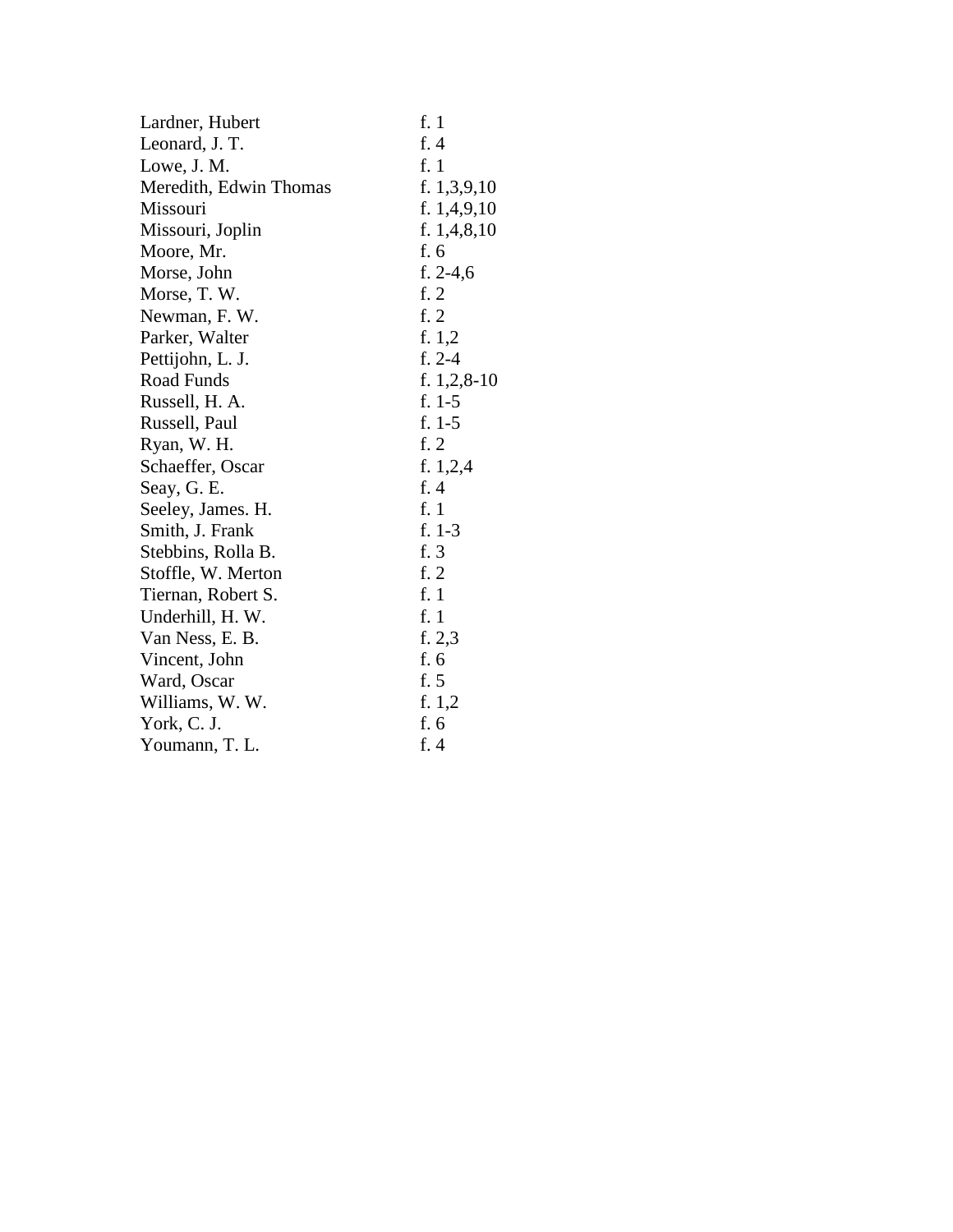| | |
|---|---|
| Lardner, Hubert | f. 1 |
| Leonard, J. T. | f. 4 |
| Lowe, J. M. | f. 1 |
| Meredith, Edwin Thomas | f. 1,3,9,10 |
| Missouri | f. 1,4,9,10 |
| Missouri, Joplin | f. 1,4,8,10 |
| Moore, Mr. | f. 6 |
| Morse, John | f. 2-4,6 |
| Morse, T. W. | f. 2 |
| Newman, F. W. | f. 2 |
| Parker, Walter | f. 1,2 |
| Pettijohn, L. J. | f. 2-4 |
| Road Funds | f. 1,2,8-10 |
| Russell, H. A. | f. 1-5 |
| Russell, Paul | f. 1-5 |
| Ryan, W. H. | f. 2 |
| Schaeffer, Oscar | f. 1,2,4 |
| Seay, G. E. | f. 4 |
| Seeley, James. H. | f. 1 |
| Smith, J. Frank | f. 1-3 |
| Stebbins, Rolla B. | f. 3 |
| Stoffle, W. Merton | f. 2 |
| Tiernan, Robert S. | f. 1 |
| Underhill, H. W. | f. 1 |
| Van Ness, E. B. | f. 2,3 |
| Vincent, John | f. 6 |
| Ward, Oscar | f. 5 |
| Williams, W. W. | f. 1,2 |
| York, C. J. | f. 6 |
| Youmann, T. L. | f. 4 |